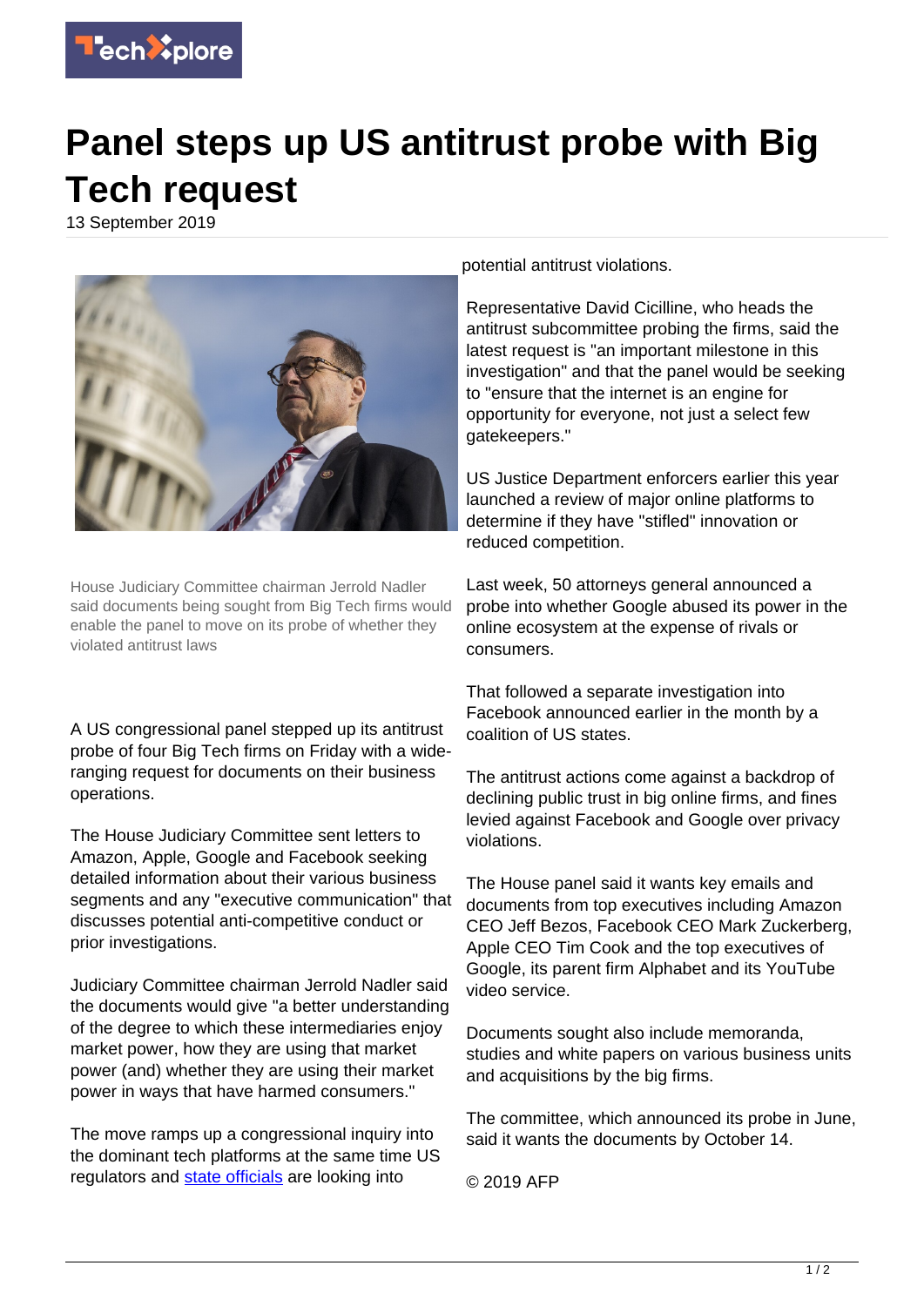# Panel steps up US antitrust probe with Big Tech request

13 September 2019

House Judiciary Committee chairman Jerrold Nadler said documents being sought from Big Tech firms would enable the panel to move on its probe of whether they violated antitrust laws

A US congressional panel stepped up its antitrust probe of four Big Tech firms on Friday with a wide-ranging request for documents on their business operations.

The House Judiciary Committee sent letters to Amazon, Apple, Google and Facebook seeking detailed information about their various business segments and any "executive communication" that discusses potential anti-competitive conduct or prior investigations.

Judiciary Committee chairman Jerrold Nadler said the documents would give "a better understanding of the degree to which these intermediaries enjoy market power, how they are using that market power (and) whether they are using their market power in ways that have harmed consumers."

The move ramps up a congressional inquiry into the dominant tech platforms at the same time US regulators and state officials are looking into potential antitrust violations.

Representative David Cicilline, who heads the antitrust subcommittee probing the firms, said the latest request is "an important milestone in this investigation" and that the panel would be seeking to "ensure that the internet is an engine for opportunity for everyone, not just a select few gatekeepers."

US Justice Department enforcers earlier this year launched a review of major online platforms to determine if they have "stifled" innovation or reduced competition.

Last week, 50 attorneys general announced a probe into whether Google abused its power in the online ecosystem at the expense of rivals or consumers.

That followed a separate investigation into Facebook announced earlier in the month by a coalition of US states.

The antitrust actions come against a backdrop of declining public trust in big online firms, and fines levied against Facebook and Google over privacy violations.

The House panel said it wants key emails and documents from top executives including Amazon CEO Jeff Bezos, Facebook CEO Mark Zuckerberg, Apple CEO Tim Cook and the top executives of Google, its parent firm Alphabet and its YouTube video service.

Documents sought also include memoranda, studies and white papers on various business units and acquisitions by the big firms.

The committee, which announced its probe in June, said it wants the documents by October 14.

© 2019 AFP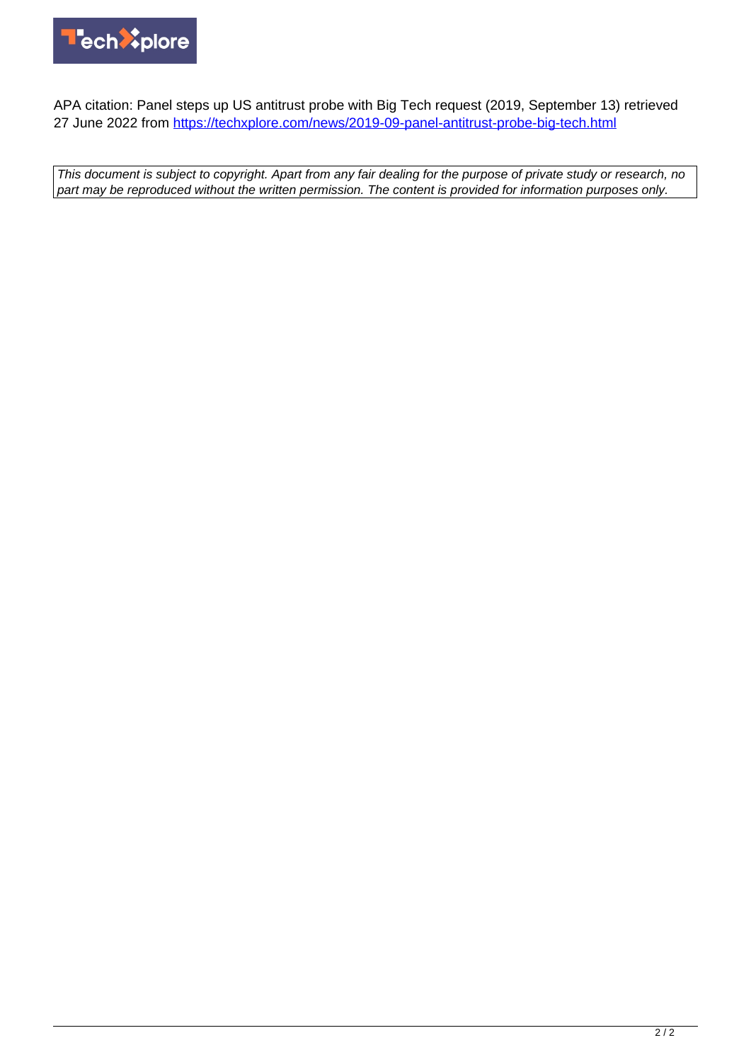APA citation: Panel steps up US antitrust probe with Big Tech request (2019, September 13) retrieved 27 June 2022 from https://techxplore.com/news/2019-09-panel-antitrust-probe-big-tech.html

*This document is subject to copyright. Apart from any fair dealing for the purpose of private study or research, no part may be reproduced without the written permission. The content is provided for information purposes only.*